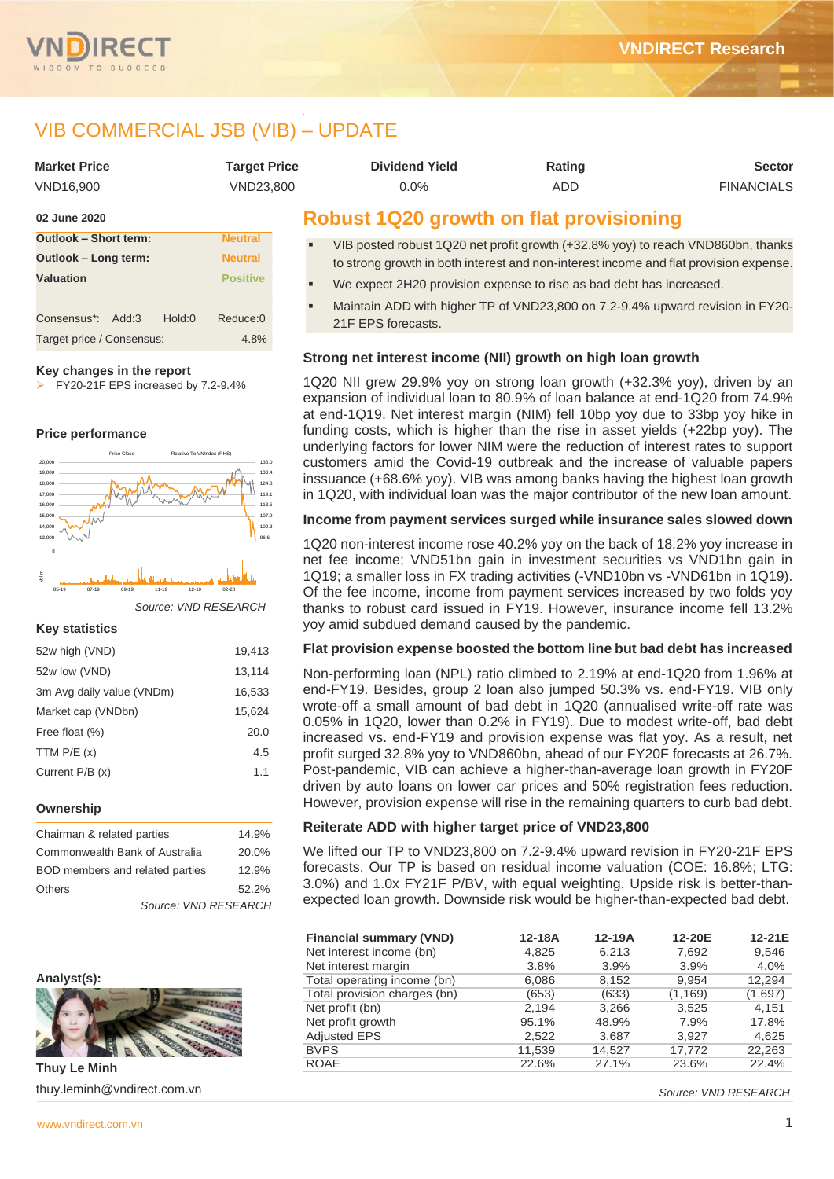# VIB COMMERCIAL JSB (VIB) – UPDATE

| Market Price | Target Price | Dividend Yield | Rating | Sector |
|---|---|---|---|---|
| VND16,900 | VND23,800 | 0.0% | ADD | FINANCIALS |

**02 June 2020**

| | |
|---|---|
| **Outlook – Short term:** | Neutral |
| **Outlook – Long term:** | Neutral |
| **Valuation** | Positive |

Consensus*: Add:3 Hold:0 Reduce:0

Target price / Consensus: 4.8%

**Key changes in the report**

- FY20-21F EPS increased by 7.2-9.4%

**Price performance**

*Source: VND RESEARCH*

**Key statistics**

| | |
|---|---|
| 52w high (VND) | 19,413 |
| 52w low (VND) | 13,114 |
| 3m Avg daily value (VNDm) | 16,533 |
| Market cap (VNDbn) | 15,624 |
| Free float (%) | 20.0 |
| TTM P/E (x) | 4.5 |
| Current P/B (x) | 1.1 |

**Ownership**

| | |
|---|---|
| Chairman & related parties | 14.9% |
| Commonwealth Bank of Australia | 20.0% |
| BOD members and related parties | 12.9% |
| Others | 52.2% |

*Source: VND RESEARCH*

**Analyst(s):**

**Thuy Le Minh**

thuy.leminh@vndirect.com.vn

## Robust 1Q20 growth on flat provisioning

- VIB posted robust 1Q20 net profit growth (+32.8% yoy) to reach VND860bn, thanks to strong growth in both interest and non-interest income and flat provision expense.
- We expect 2H20 provision expense to rise as bad debt has increased.
- Maintain ADD with higher TP of VND23,800 on 7.2-9.4% upward revision in FY20-21F EPS forecasts.

### Strong net interest income (NII) growth on high loan growth

1Q20 NII grew 29.9% yoy on strong loan growth (+32.3% yoy), driven by an expansion of individual loan to 80.9% of loan balance at end-1Q20 from 74.9% at end-1Q19. Net interest margin (NIM) fell 10bp yoy due to 33bp yoy hike in funding costs, which is higher than the rise in asset yields (+22bp yoy). The underlying factors for lower NIM were the reduction of interest rates to support customers amid the Covid-19 outbreak and the increase of valuable papers issuance (+68.6% yoy). VIB was among banks having the highest loan growth in 1Q20, with individual loan was the major contributor of the new loan amount.

### Income from payment services surged while insurance sales slowed down

1Q20 non-interest income rose 40.2% yoy on the back of 18.2% yoy increase in net fee income; VND51bn gain in investment securities vs VND1bn gain in 1Q19; a smaller loss in FX trading activities (-VND10bn vs -VND61bn in 1Q19). Of the fee income, income from payment services increased by two folds yoy thanks to robust card issued in FY19. However, insurance income fell 13.2% yoy amid subdued demand caused by the pandemic.

### Flat provision expense boosted the bottom line but bad debt has increased

Non-performing loan (NPL) ratio climbed to 2.19% at end-1Q20 from 1.96% at end-FY19. Besides, group 2 loan also jumped 50.3% vs. end-FY19. VIB only wrote-off a small amount of bad debt in 1Q20 (annualised write-off rate was 0.05% in 1Q20, lower than 0.2% in FY19). Due to modest write-off, bad debt increased vs. end-FY19 and provision expense was flat yoy. As a result, net profit surged 32.8% yoy to VND860bn, ahead of our FY20F forecasts at 26.7%. Post-pandemic, VIB can achieve a higher-than-average loan growth in FY20F driven by auto loans on lower car prices and 50% registration fees reduction. However, provision expense will rise in the remaining quarters to curb bad debt.

### Reiterate ADD with higher target price of VND23,800

We lifted our TP to VND23,800 on 7.2-9.4% upward revision in FY20-21F EPS forecasts. Our TP is based on residual income valuation (COE: 16.8%; LTG: 3.0%) and 1.0x FY21F P/BV, with equal weighting. Upside risk is better-than-expected loan growth. Downside risk would be higher-than-expected bad debt.

| Financial summary (VND) | 12-18A | 12-19A | 12-20E | 12-21E |
|---|---|---|---|---|
| Net interest income (bn) | 4,825 | 6,213 | 7,692 | 9,546 |
| Net interest margin | 3.8% | 3.9% | 3.9% | 4.0% |
| Total operating income (bn) | 6,086 | 8,152 | 9,954 | 12,294 |
| Total provision charges (bn) | (653) | (633) | (1,169) | (1,697) |
| Net profit (bn) | 2,194 | 3,266 | 3,525 | 4,151 |
| Net profit growth | 95.1% | 48.9% | 7.9% | 17.8% |
| Adjusted EPS | 2,522 | 3,687 | 3,927 | 4,625 |
| BVPS | 11,539 | 14,527 | 17,772 | 22,263 |
| ROAE | 22.6% | 27.1% | 23.6% | 22.4% |

*Source: VND RESEARCH*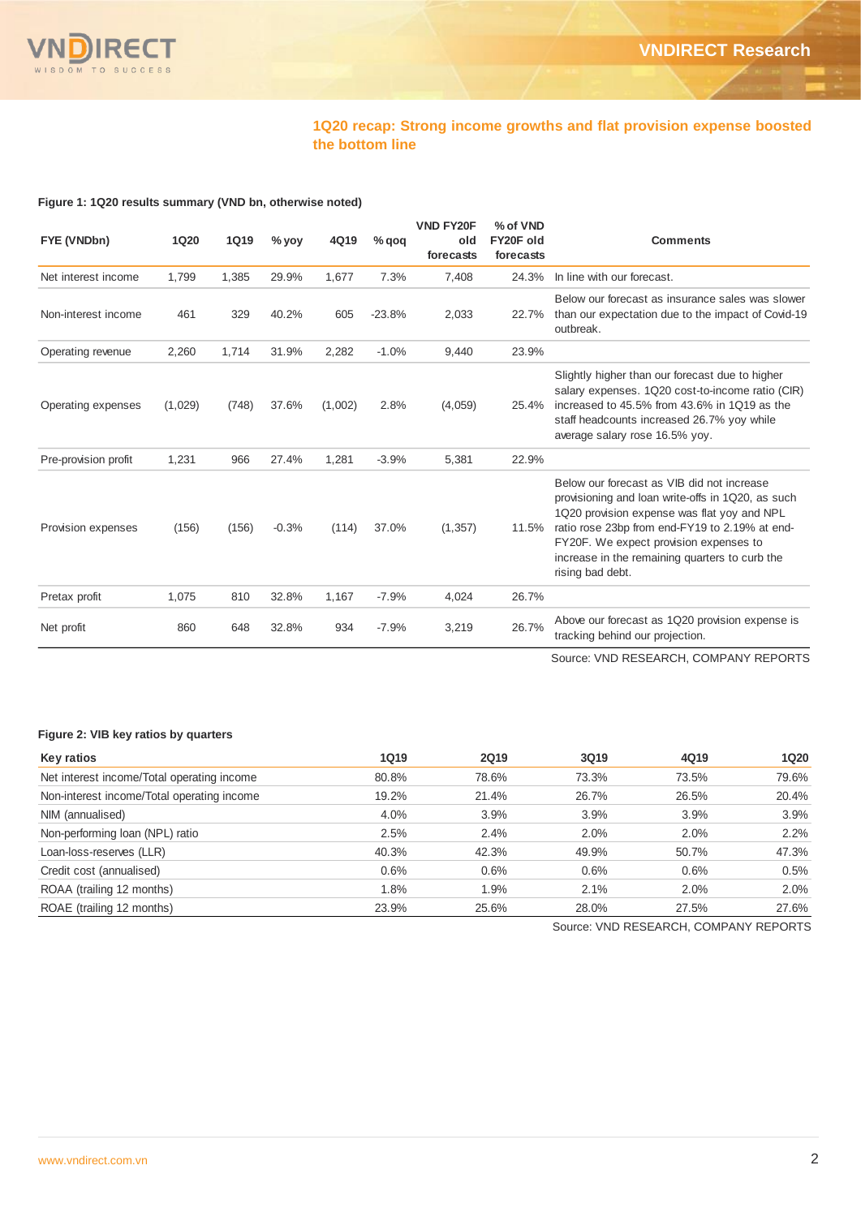## 1Q20 recap: Strong income growths and flat provision expense boosted the bottom line

**Figure 1: 1Q20 results summary (VND bn, otherwise noted)**

| FYE (VNDbn) | 1Q20 | 1Q19 | % yoy | 4Q19 | % qoq | VND FY20F old forecasts | % of VND FY20F old forecasts | Comments |
|---|---|---|---|---|---|---|---|---|
| Net interest income | 1,799 | 1,385 | 29.9% | 1,677 | 7.3% | 7,408 | 24.3% | In line with our forecast. |
| Non-interest income | 461 | 329 | 40.2% | 605 | -23.8% | 2,033 | 22.7% | Below our forecast as insurance sales was slower than our expectation due to the impact of Covid-19 outbreak. |
| Operating revenue | 2,260 | 1,714 | 31.9% | 2,282 | -1.0% | 9,440 | 23.9% | |
| Operating expenses | (1,029) | (748) | 37.6% | (1,002) | 2.8% | (4,059) | 25.4% | Slightly higher than our forecast due to higher salary expenses. 1Q20 cost-to-income ratio (CIR) increased to 45.5% from 43.6% in 1Q19 as the staff headcounts increased 26.7% yoy while average salary rose 16.5% yoy. |
| Pre-provision profit | 1,231 | 966 | 27.4% | 1,281 | -3.9% | 5,381 | 22.9% | |
| Provision expenses | (156) | (156) | -0.3% | (114) | 37.0% | (1,357) | 11.5% | Below our forecast as VIB did not increase provisioning and loan write-offs in 1Q20, as such 1Q20 provision expense was flat yoy and NPL ratio rose 23bp from end-FY19 to 2.19% at end-FY20F. We expect provision expenses to increase in the remaining quarters to curb the rising bad debt. |
| Pretax profit | 1,075 | 810 | 32.8% | 1,167 | -7.9% | 4,024 | 26.7% | |
| Net profit | 860 | 648 | 32.8% | 934 | -7.9% | 3,219 | 26.7% | Above our forecast as 1Q20 provision expense is tracking behind our projection. |

Source: VND RESEARCH, COMPANY REPORTS

**Figure 2: VIB key ratios by quarters**

| Key ratios | 1Q19 | 2Q19 | 3Q19 | 4Q19 | 1Q20 |
|---|---|---|---|---|---|
| Net interest income/Total operating income | 80.8% | 78.6% | 73.3% | 73.5% | 79.6% |
| Non-interest income/Total operating income | 19.2% | 21.4% | 26.7% | 26.5% | 20.4% |
| NIM (annualised) | 4.0% | 3.9% | 3.9% | 3.9% | 3.9% |
| Non-performing loan (NPL) ratio | 2.5% | 2.4% | 2.0% | 2.0% | 2.2% |
| Loan-loss-reserves (LLR) | 40.3% | 42.3% | 49.9% | 50.7% | 47.3% |
| Credit cost (annualised) | 0.6% | 0.6% | 0.6% | 0.6% | 0.5% |
| ROAA (trailing 12 months) | 1.8% | 1.9% | 2.1% | 2.0% | 2.0% |
| ROAE (trailing 12 months) | 23.9% | 25.6% | 28.0% | 27.5% | 27.6% |

Source: VND RESEARCH, COMPANY REPORTS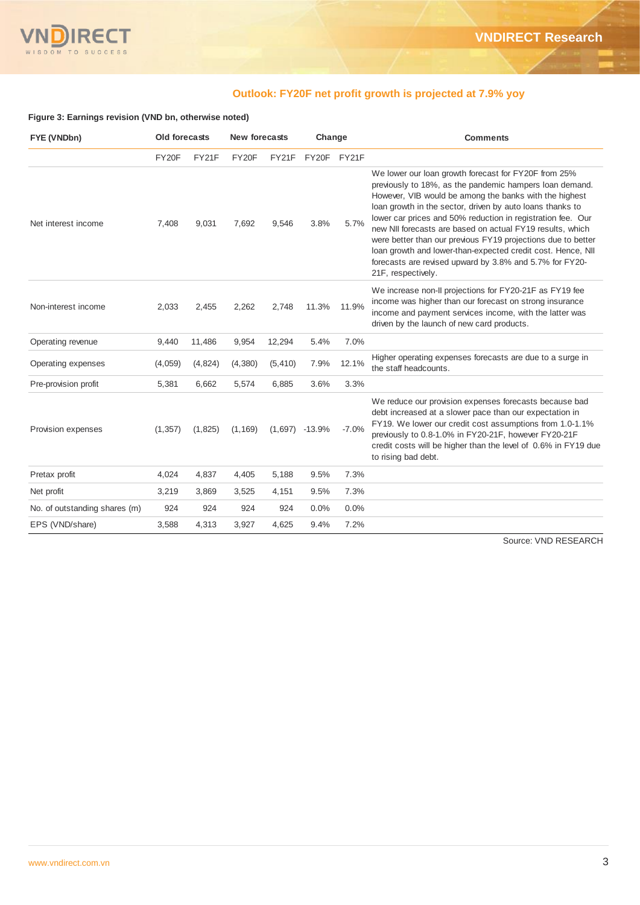## Outlook: FY20F net profit growth is projected at 7.9% yoy

**Figure 3: Earnings revision (VND bn, otherwise noted)**

| FYE (VNDbn) | Old forecasts | | New forecasts | | Change | | Comments |
|---|---|---|---|---|---|---|---|
| | FY20F | FY21F | FY20F | FY21F | FY20F | FY21F | |
| Net interest income | 7,408 | 9,031 | 7,692 | 9,546 | 3.8% | 5.7% | We lower our loan growth forecast for FY20F from 25% previously to 18%, as the pandemic hampers loan demand. However, VIB would be among the banks with the highest loan growth in the sector, driven by auto loans thanks to lower car prices and 50% reduction in registration fee. Our new NII forecasts are based on actual FY19 results, which were better than our previous FY19 projections due to better loan growth and lower-than-expected credit cost. Hence, NII forecasts are revised upward by 3.8% and 5.7% for FY20-21F, respectively. |
| Non-interest income | 2,033 | 2,455 | 2,262 | 2,748 | 11.3% | 11.9% | We increase non-II projections for FY20-21F as FY19 fee income was higher than our forecast on strong insurance income and payment services income, with the latter was driven by the launch of new card products. |
| Operating revenue | 9,440 | 11,486 | 9,954 | 12,294 | 5.4% | 7.0% | |
| Operating expenses | (4,059) | (4,824) | (4,380) | (5,410) | 7.9% | 12.1% | Higher operating expenses forecasts are due to a surge in the staff headcounts. |
| Pre-provision profit | 5,381 | 6,662 | 5,574 | 6,885 | 3.6% | 3.3% | |
| Provision expenses | (1,357) | (1,825) | (1,169) | (1,697) | -13.9% | -7.0% | We reduce our provision expenses forecasts because bad debt increased at a slower pace than our expectation in FY19. We lower our credit cost assumptions from 1.0-1.1% previously to 0.8-1.0% in FY20-21F, however FY20-21F credit costs will be higher than the level of 0.6% in FY19 due to rising bad debt. |
| Pretax profit | 4,024 | 4,837 | 4,405 | 5,188 | 9.5% | 7.3% | |
| Net profit | 3,219 | 3,869 | 3,525 | 4,151 | 9.5% | 7.3% | |
| No. of outstanding shares (m) | 924 | 924 | 924 | 924 | 0.0% | 0.0% | |
| EPS (VND/share) | 3,588 | 4,313 | 3,927 | 4,625 | 9.4% | 7.2% | |

Source: VND RESEARCH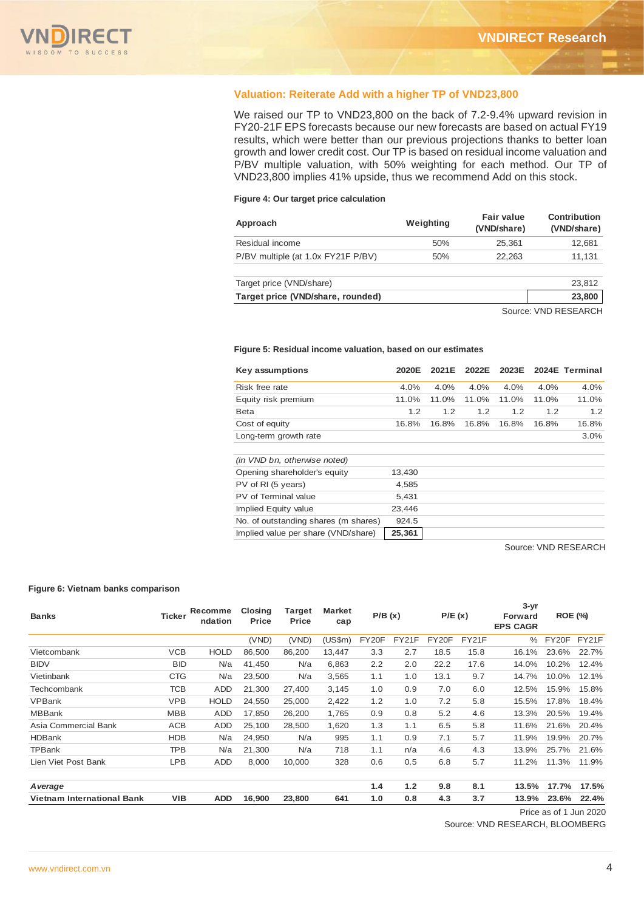## Valuation: Reiterate Add with a higher TP of VND23,800

We raised our TP to VND23,800 on the back of 7.2-9.4% upward revision in FY20-21F EPS forecasts because our new forecasts are based on actual FY19 results, which were better than our previous projections thanks to better loan growth and lower credit cost. Our TP is based on residual income valuation and P/BV multiple valuation, with 50% weighting for each method. Our TP of VND23,800 implies 41% upside, thus we recommend Add on this stock.

**Figure 4: Our target price calculation**

| Approach | Weighting | Fair value (VND/share) | Contribution (VND/share) |
|---|---|---|---|
| Residual income | 50% | 25,361 | 12,681 |
| P/BV multiple (at 1.0x FY21F P/BV) | 50% | 22,263 | 11,131 |
| | | | |
| Target price (VND/share) | | | 23,812 |
| **Target price (VND/share, rounded)** | | | **23,800** |

Source: VND RESEARCH

**Figure 5: Residual income valuation, based on our estimates**

| Key assumptions | 2020E | 2021E | 2022E | 2023E | 2024E | Terminal |
|---|---|---|---|---|---|---|
| Risk free rate | 4.0% | 4.0% | 4.0% | 4.0% | 4.0% | 4.0% |
| Equity risk premium | 11.0% | 11.0% | 11.0% | 11.0% | 11.0% | 11.0% |
| Beta | 1.2 | 1.2 | 1.2 | 1.2 | 1.2 | 1.2 |
| Cost of equity | 16.8% | 16.8% | 16.8% | 16.8% | 16.8% | 16.8% |
| Long-term growth rate | | | | | | 3.0% |
| | | | | | | |
| *(in VND bn, otherwise noted)* | | | | | | |
| Opening shareholder's equity | 13,430 | | | | | |
| PV of RI (5 years) | 4,585 | | | | | |
| PV of Terminal value | 5,431 | | | | | |
| Implied Equity value | 23,446 | | | | | |
| No. of outstanding shares (m shares) | 924.5 | | | | | |
| Implied value per share (VND/share) | **25,361** | | | | | |

Source: VND RESEARCH

**Figure 6: Vietnam banks comparison**

| Banks | Ticker | Recommendation | Closing Price | Target Price | Market cap | P/B (x) | | P/E (x) | | 3-yr Forward EPS CAGR | ROE (%) | |
|---|---|---|---|---|---|---|---|---|---|---|---|---|
| | | | (VND) | (VND) | (US$m) | FY20F | FY21F | FY20F | FY21F | % | FY20F | FY21F |
| Vietcombank | VCB | HOLD | 86,500 | 86,200 | 13,447 | 3.3 | 2.7 | 18.5 | 15.8 | 16.1% | 23.6% | 22.7% |
| BIDV | BID | N/a | 41,450 | N/a | 6,863 | 2.2 | 2.0 | 22.2 | 17.6 | 14.0% | 10.2% | 12.4% |
| Vietinbank | CTG | N/a | 23,500 | N/a | 3,565 | 1.1 | 1.0 | 13.1 | 9.7 | 14.7% | 10.0% | 12.1% |
| Techcombank | TCB | ADD | 21,300 | 27,400 | 3,145 | 1.0 | 0.9 | 7.0 | 6.0 | 12.5% | 15.9% | 15.8% |
| VPBank | VPB | HOLD | 24,550 | 25,000 | 2,422 | 1.2 | 1.0 | 7.2 | 5.8 | 15.5% | 17.8% | 18.4% |
| MBBank | MBB | ADD | 17,850 | 26,200 | 1,765 | 0.9 | 0.8 | 5.2 | 4.6 | 13.3% | 20.5% | 19.4% |
| Asia Commercial Bank | ACB | ADD | 25,100 | 28,500 | 1,620 | 1.3 | 1.1 | 6.5 | 5.8 | 11.6% | 21.6% | 20.4% |
| HDBank | HDB | N/a | 24,950 | N/a | 995 | 1.1 | 0.9 | 7.1 | 5.7 | 11.9% | 19.9% | 20.7% |
| TPBank | TPB | N/a | 21,300 | N/a | 718 | 1.1 | n/a | 4.6 | 4.3 | 13.9% | 25.7% | 21.6% |
| Lien Viet Post Bank | LPB | ADD | 8,000 | 10,000 | 328 | 0.6 | 0.5 | 6.8 | 5.7 | 11.2% | 11.3% | 11.9% |
| | | | | | | | | | | | | |
| ***Average*** | | | | | | **1.4** | **1.2** | **9.8** | **8.1** | **13.5%** | **17.7%** | **17.5%** |
| **Vietnam International Bank** | **VIB** | **ADD** | **16,900** | **23,800** | **641** | **1.0** | **0.8** | **4.3** | **3.7** | **13.9%** | **23.6%** | **22.4%** |

Price as of 1 Jun 2020

Source: VND RESEARCH, BLOOMBERG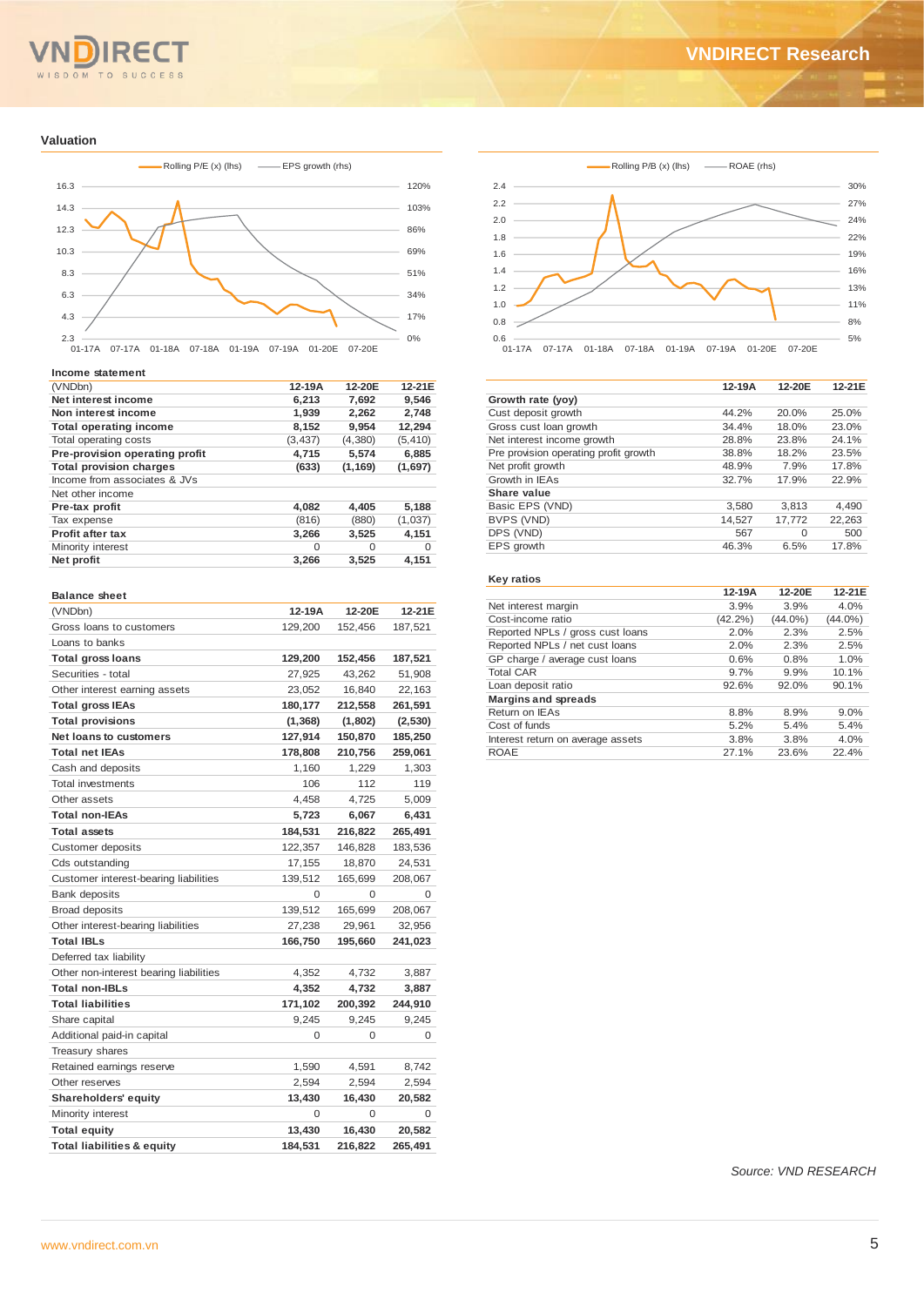## Valuation

Rolling P/E (x) (lhs) — EPS growth (rhs)

Rolling P/B (x) (lhs) — ROAE (rhs)

### Income statement

| (VNDbn) | 12-19A | 12-20E | 12-21E |
|---|---|---|---|
| **Net interest income** | **6,213** | **7,692** | **9,546** |
| **Non interest income** | **1,939** | **2,262** | **2,748** |
| **Total operating income** | **8,152** | **9,954** | **12,294** |
| Total operating costs | (3,437) | (4,380) | (5,410) |
| **Pre-provision operating profit** | **4,715** | **5,574** | **6,885** |
| **Total provision charges** | **(633)** | **(1,169)** | **(1,697)** |
| Income from associates & JVs | | | |
| Net other income | | | |
| **Pre-tax profit** | **4,082** | **4,405** | **5,188** |
| Tax expense | (816) | (880) | (1,037) |
| **Profit after tax** | **3,266** | **3,525** | **4,151** |
| Minority interest | 0 | 0 | 0 |
| **Net profit** | **3,266** | **3,525** | **4,151** |

|  | 12-19A | 12-20E | 12-21E |
|---|---|---|---|
| **Growth rate (yoy)** | | | |
| Cust deposit growth | 44.2% | 20.0% | 25.0% |
| Gross cust loan growth | 34.4% | 18.0% | 23.0% |
| Net interest income growth | 28.8% | 23.8% | 24.1% |
| Pre provision operating profit growth | 38.8% | 18.2% | 23.5% |
| Net profit growth | 48.9% | 7.9% | 17.8% |
| Growth in IEAs | 32.7% | 17.9% | 22.9% |
| **Share value** | | | |
| Basic EPS (VND) | 3,580 | 3,813 | 4,490 |
| BVPS (VND) | 14,527 | 17,772 | 22,263 |
| DPS (VND) | 567 | 0 | 500 |
| EPS growth | 46.3% | 6.5% | 17.8% |

### Balance sheet

| (VNDbn) | 12-19A | 12-20E | 12-21E |
|---|---|---|---|
| Gross loans to customers | 129,200 | 152,456 | 187,521 |
| Loans to banks | | | |
| **Total gross loans** | **129,200** | **152,456** | **187,521** |
| Securities - total | 27,925 | 43,262 | 51,908 |
| Other interest earning assets | 23,052 | 16,840 | 22,163 |
| **Total gross IEAs** | **180,177** | **212,558** | **261,591** |
| **Total provisions** | **(1,368)** | **(1,802)** | **(2,530)** |
| **Net loans to customers** | **127,914** | **150,870** | **185,250** |
| **Total net IEAs** | **178,808** | **210,756** | **259,061** |
| Cash and deposits | 1,160 | 1,229 | 1,303 |
| Total investments | 106 | 112 | 119 |
| Other assets | 4,458 | 4,725 | 5,009 |
| **Total non-IEAs** | **5,723** | **6,067** | **6,431** |
| **Total assets** | **184,531** | **216,822** | **265,491** |
| Customer deposits | 122,357 | 146,828 | 183,536 |
| Cds outstanding | 17,155 | 18,870 | 24,531 |
| Customer interest-bearing liabilities | 139,512 | 165,699 | 208,067 |
| Bank deposits | 0 | 0 | 0 |
| Broad deposits | 139,512 | 165,699 | 208,067 |
| Other interest-bearing liabilities | 27,238 | 29,961 | 32,956 |
| **Total IBLs** | **166,750** | **195,660** | **241,023** |
| Deferred tax liability | | | |
| Other non-interest bearing liabilities | 4,352 | 4,732 | 3,887 |
| **Total non-IBLs** | **4,352** | **4,732** | **3,887** |
| **Total liabilities** | **171,102** | **200,392** | **244,910** |
| Share capital | 9,245 | 9,245 | 9,245 |
| Additional paid-in capital | 0 | 0 | 0 |
| Treasury shares | | | |
| Retained earnings reserve | 1,590 | 4,591 | 8,742 |
| Other reserves | 2,594 | 2,594 | 2,594 |
| **Shareholders' equity** | **13,430** | **16,430** | **20,582** |
| Minority interest | 0 | 0 | 0 |
| **Total equity** | **13,430** | **16,430** | **20,582** |
| **Total liabilities & equity** | **184,531** | **216,822** | **265,491** |

### Key ratios

|  | 12-19A | 12-20E | 12-21E |
|---|---|---|---|
| Net interest margin | 3.9% | 3.9% | 4.0% |
| Cost-income ratio | (42.2%) | (44.0%) | (44.0%) |
| Reported NPLs / gross cust loans | 2.0% | 2.3% | 2.5% |
| Reported NPLs / net cust loans | 2.0% | 2.3% | 2.5% |
| GP charge / average cust loans | 0.6% | 0.8% | 1.0% |
| Total CAR | 9.7% | 9.9% | 10.1% |
| Loan deposit ratio | 92.6% | 92.0% | 90.1% |
| **Margins and spreads** | | | |
| Return on IEAs | 8.8% | 8.9% | 9.0% |
| Cost of funds | 5.2% | 5.4% | 5.4% |
| Interest return on average assets | 3.8% | 3.8% | 4.0% |
| ROAE | 27.1% | 23.6% | 22.4% |

*Source: VND RESEARCH*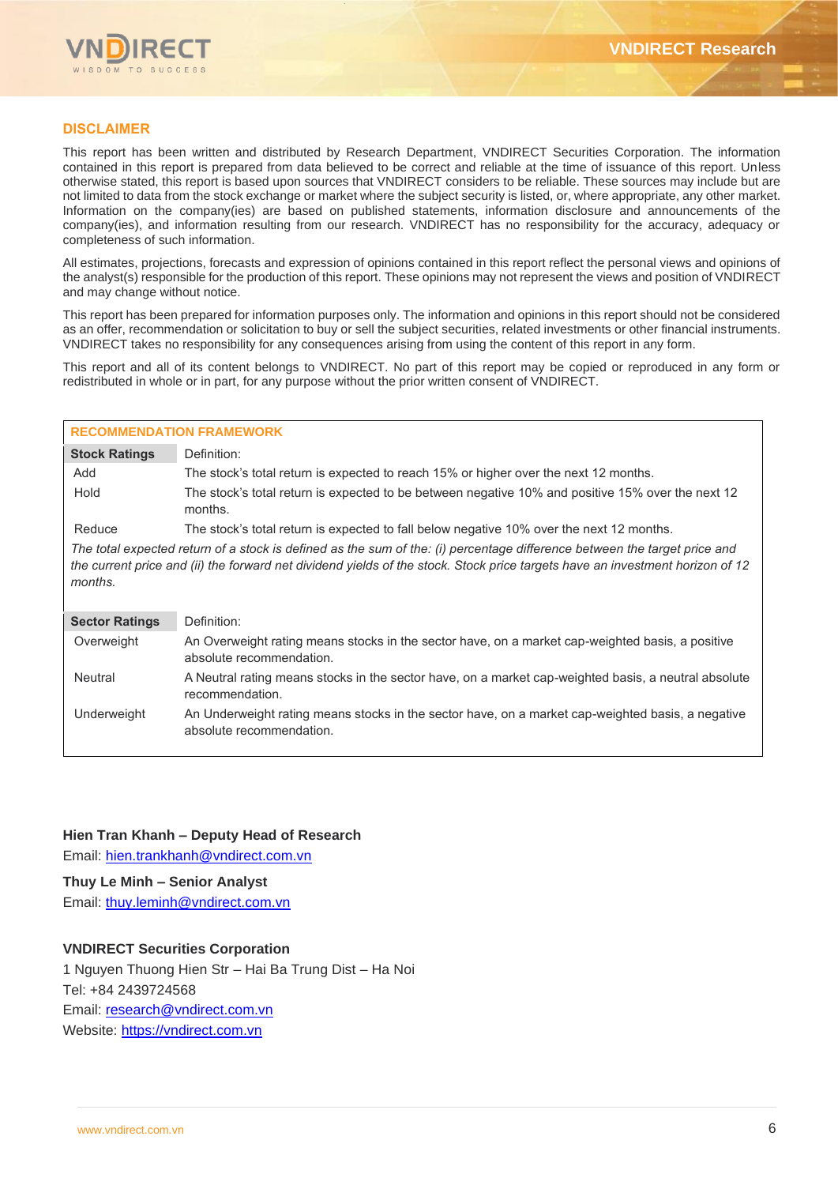## DISCLAIMER

This report has been written and distributed by Research Department, VNDIRECT Securities Corporation. The information contained in this report is prepared from data believed to be correct and reliable at the time of issuance of this report. Unless otherwise stated, this report is based upon sources that VNDIRECT considers to be reliable. These sources may include but are not limited to data from the stock exchange or market where the subject security is listed, or, where appropriate, any other market. Information on the company(ies) are based on published statements, information disclosure and announcements of the company(ies), and information resulting from our research. VNDIRECT has no responsibility for the accuracy, adequacy or completeness of such information.

All estimates, projections, forecasts and expression of opinions contained in this report reflect the personal views and opinions of the analyst(s) responsible for the production of this report. These opinions may not represent the views and position of VNDIRECT and may change without notice.

This report has been prepared for information purposes only. The information and opinions in this report should not be considered as an offer, recommendation or solicitation to buy or sell the subject securities, related investments or other financial instruments. VNDIRECT takes no responsibility for any consequences arising from using the content of this report in any form.

This report and all of its content belongs to VNDIRECT. No part of this report may be copied or reproduced in any form or redistributed in whole or in part, for any purpose without the prior written consent of VNDIRECT.

### RECOMMENDATION FRAMEWORK

| **Stock Ratings** | Definition: |
|---|---|
| Add | The stock's total return is expected to reach 15% or higher over the next 12 months. |
| Hold | The stock's total return is expected to be between negative 10% and positive 15% over the next 12 months. |
| Reduce | The stock's total return is expected to fall below negative 10% over the next 12 months. |

*The total expected return of a stock is defined as the sum of the: (i) percentage difference between the target price and the current price and (ii) the forward net dividend yields of the stock. Stock price targets have an investment horizon of 12 months.*

| **Sector Ratings** | Definition: |
|---|---|
| Overweight | An Overweight rating means stocks in the sector have, on a market cap-weighted basis, a positive absolute recommendation. |
| Neutral | A Neutral rating means stocks in the sector have, on a market cap-weighted basis, a neutral absolute recommendation. |
| Underweight | An Underweight rating means stocks in the sector have, on a market cap-weighted basis, a negative absolute recommendation. |

**Hien Tran Khanh – Deputy Head of Research**
Email: hien.trankhanh@vndirect.com.vn

**Thuy Le Minh – Senior Analyst**
Email: thuy.leminh@vndirect.com.vn

**VNDIRECT Securities Corporation**
1 Nguyen Thuong Hien Str – Hai Ba Trung Dist – Ha Noi
Tel: +84 2439724568
Email: research@vndirect.com.vn
Website: https://vndirect.com.vn